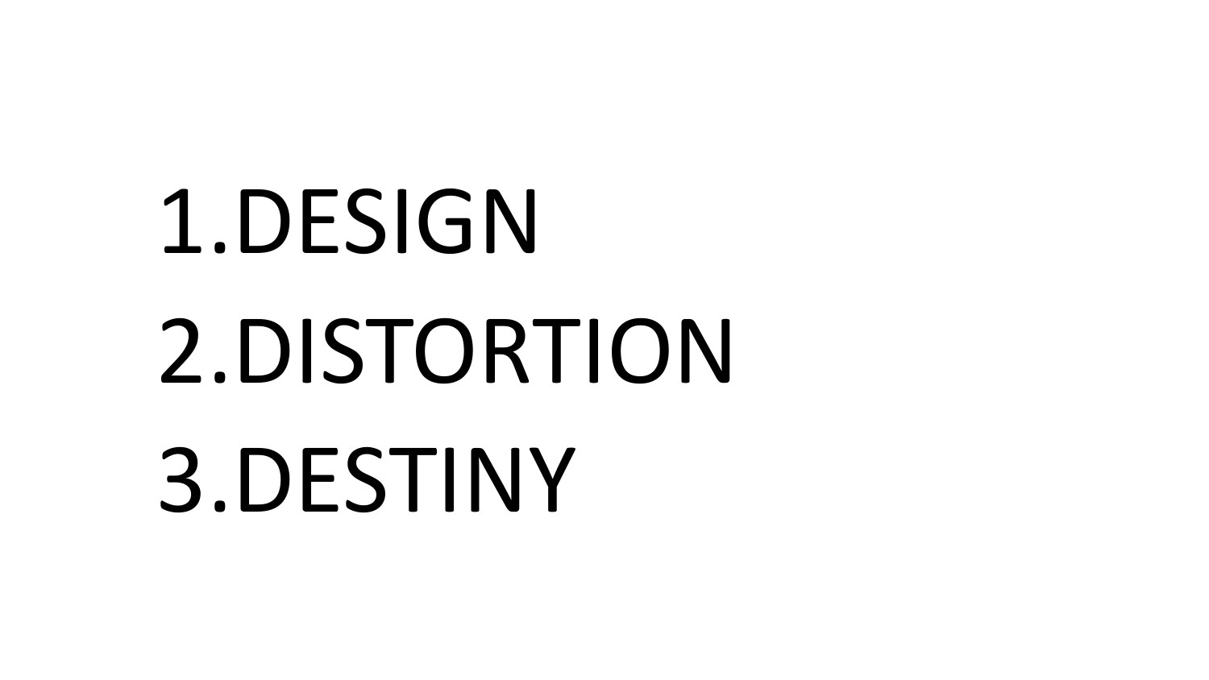1. DESIGN
2. DISTORTION
3. DESTINY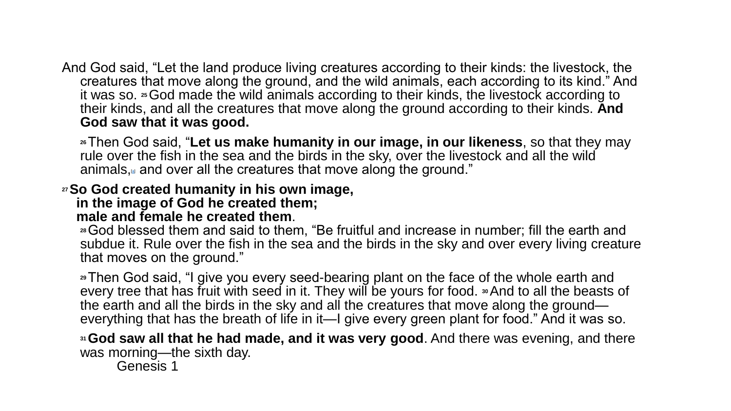And God said, “Let the land produce living creatures according to their kinds: the livestock, the creatures that move along the ground, and the wild animals, each according to its kind.” And it was so. [25] God made the wild animals according to their kinds, the livestock according to their kinds, and all the creatures that move along the ground according to their kinds. **And God saw that it was good.**

[26] Then God said, “**Let us make humanity in our image, in our likeness**, so that they may rule over the fish in the sea and the birds in the sky, over the livestock and all the wild animals,[a] and over all the creatures that move along the ground.”

[27] **So God created humanity in his own image,**
**in the image of God he created them;**
**male and female he created them**.

[28] God blessed them and said to them, “Be fruitful and increase in number; fill the earth and subdue it. Rule over the fish in the sea and the birds in the sky and over every living creature that moves on the ground.”

[29] Then God said, “I give you every seed-bearing plant on the face of the whole earth and every tree that has fruit with seed in it. They will be yours for food. [30] And to all the beasts of the earth and all the birds in the sky and all the creatures that move along the ground—everything that has the breath of life in it—I give every green plant for food.” And it was so.

[31] **God saw all that he had made, and it was very good**. And there was evening, and there was morning—the sixth day.

Genesis 1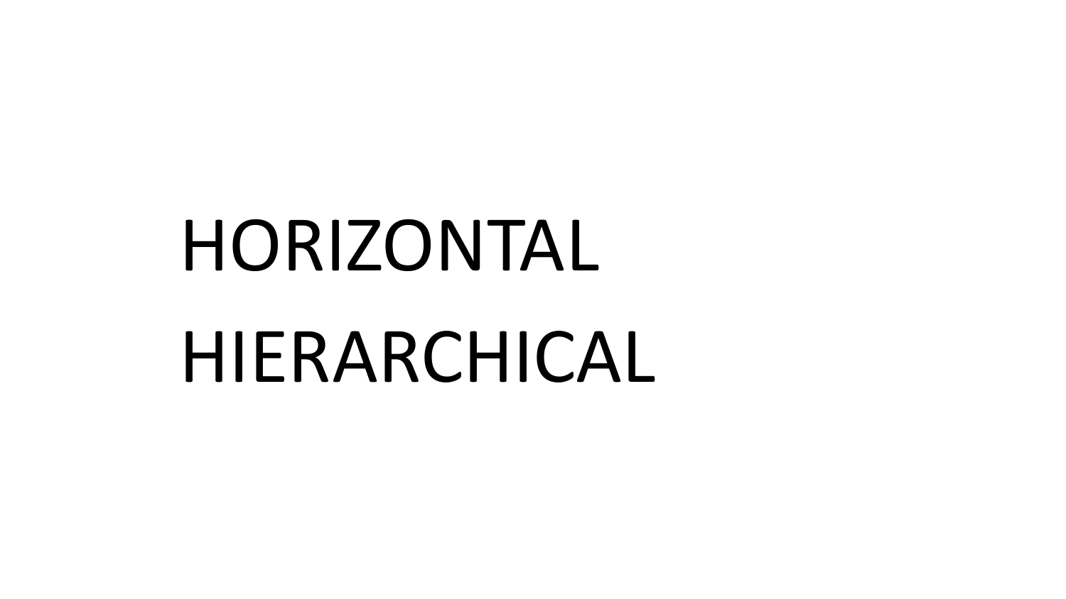HORIZONTAL

HIERARCHICAL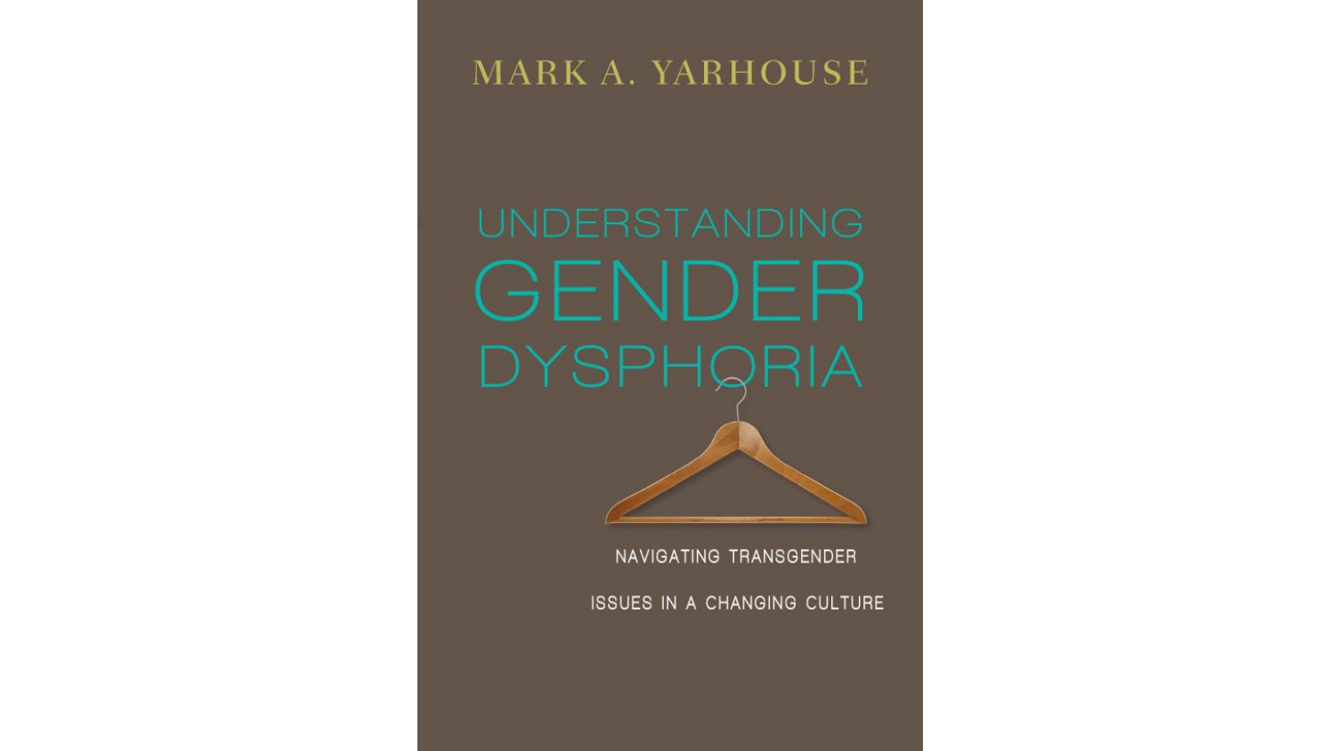MARK A. YARHOUSE

# UNDERSTANDING GENDER DYSPHORIA

NAVIGATING TRANSGENDER ISSUES IN A CHANGING CULTURE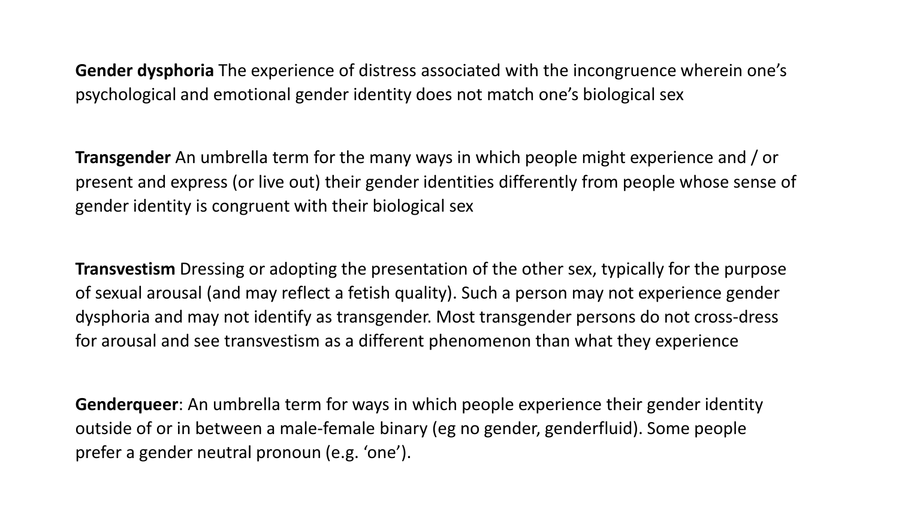**Gender dysphoria** The experience of distress associated with the incongruence wherein one's psychological and emotional gender identity does not match one's biological sex

**Transgender** An umbrella term for the many ways in which people might experience and / or present and express (or live out) their gender identities differently from people whose sense of gender identity is congruent with their biological sex

**Transvestism** Dressing or adopting the presentation of the other sex, typically for the purpose of sexual arousal (and may reflect a fetish quality). Such a person may not experience gender dysphoria and may not identify as transgender. Most transgender persons do not cross-dress for arousal and see transvestism as a different phenomenon than what they experience

**Genderqueer**: An umbrella term for ways in which people experience their gender identity outside of or in between a male-female binary (eg no gender, genderfluid). Some people prefer a gender neutral pronoun (e.g. 'one').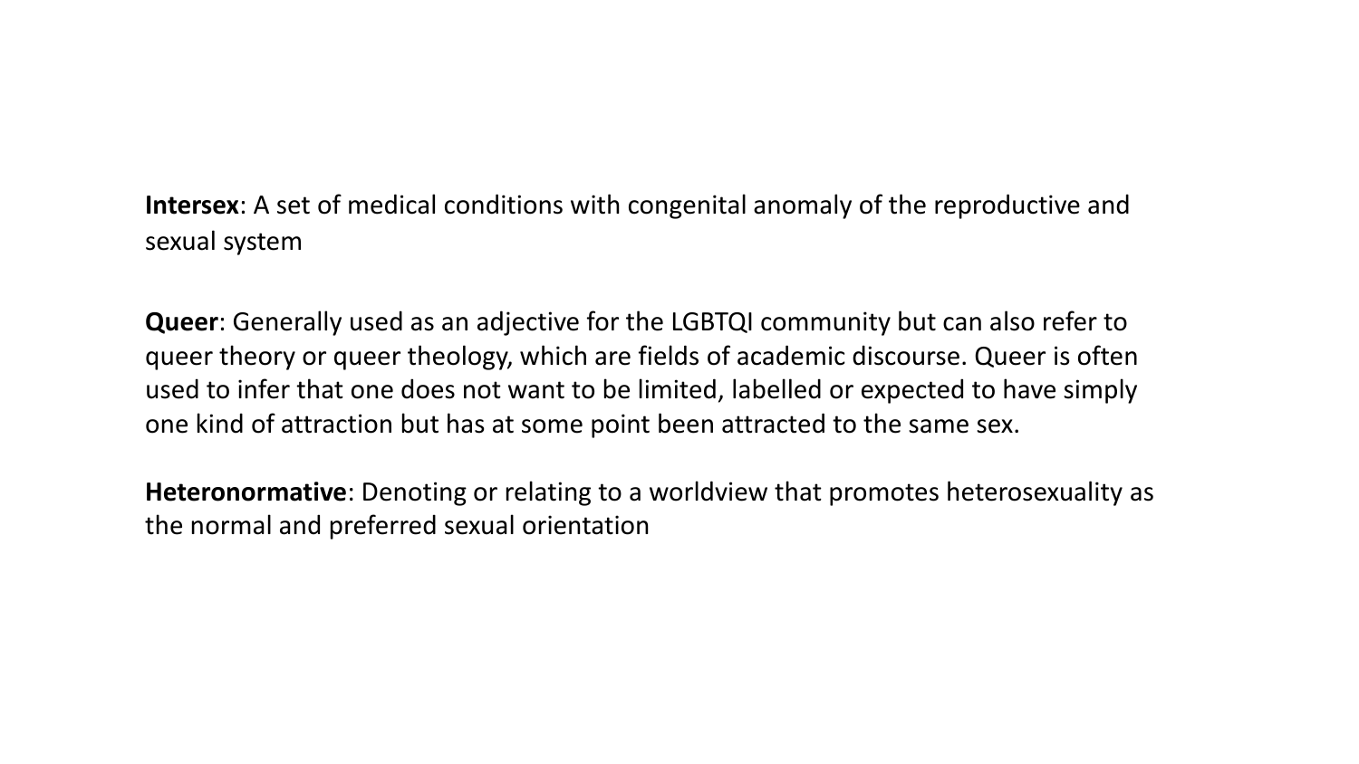**Intersex**: A set of medical conditions with congenital anomaly of the reproductive and sexual system

**Queer**: Generally used as an adjective for the LGBTQI community but can also refer to queer theory or queer theology, which are fields of academic discourse. Queer is often used to infer that one does not want to be limited, labelled or expected to have simply one kind of attraction but has at some point been attracted to the same sex.

**Heteronormative**: Denoting or relating to a worldview that promotes heterosexuality as the normal and preferred sexual orientation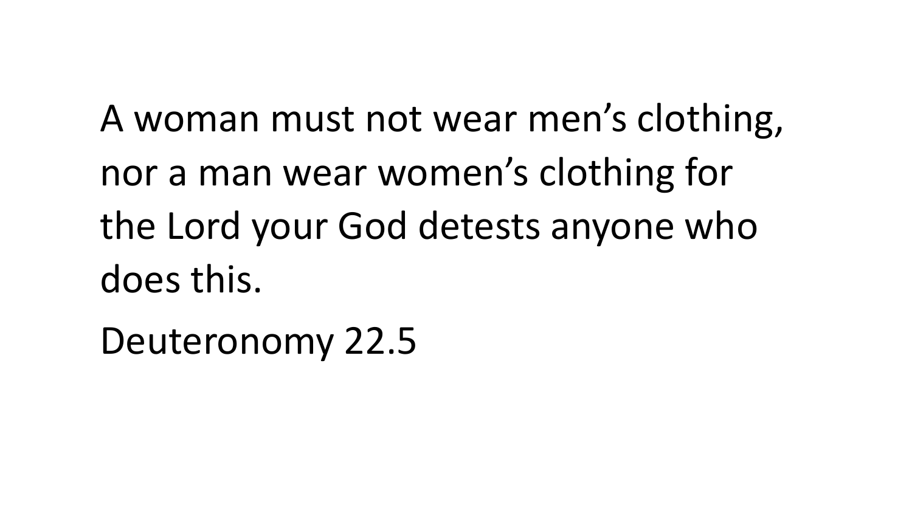A woman must not wear men's clothing, nor a man wear women's clothing for the Lord your God detests anyone who does this.

Deuteronomy 22.5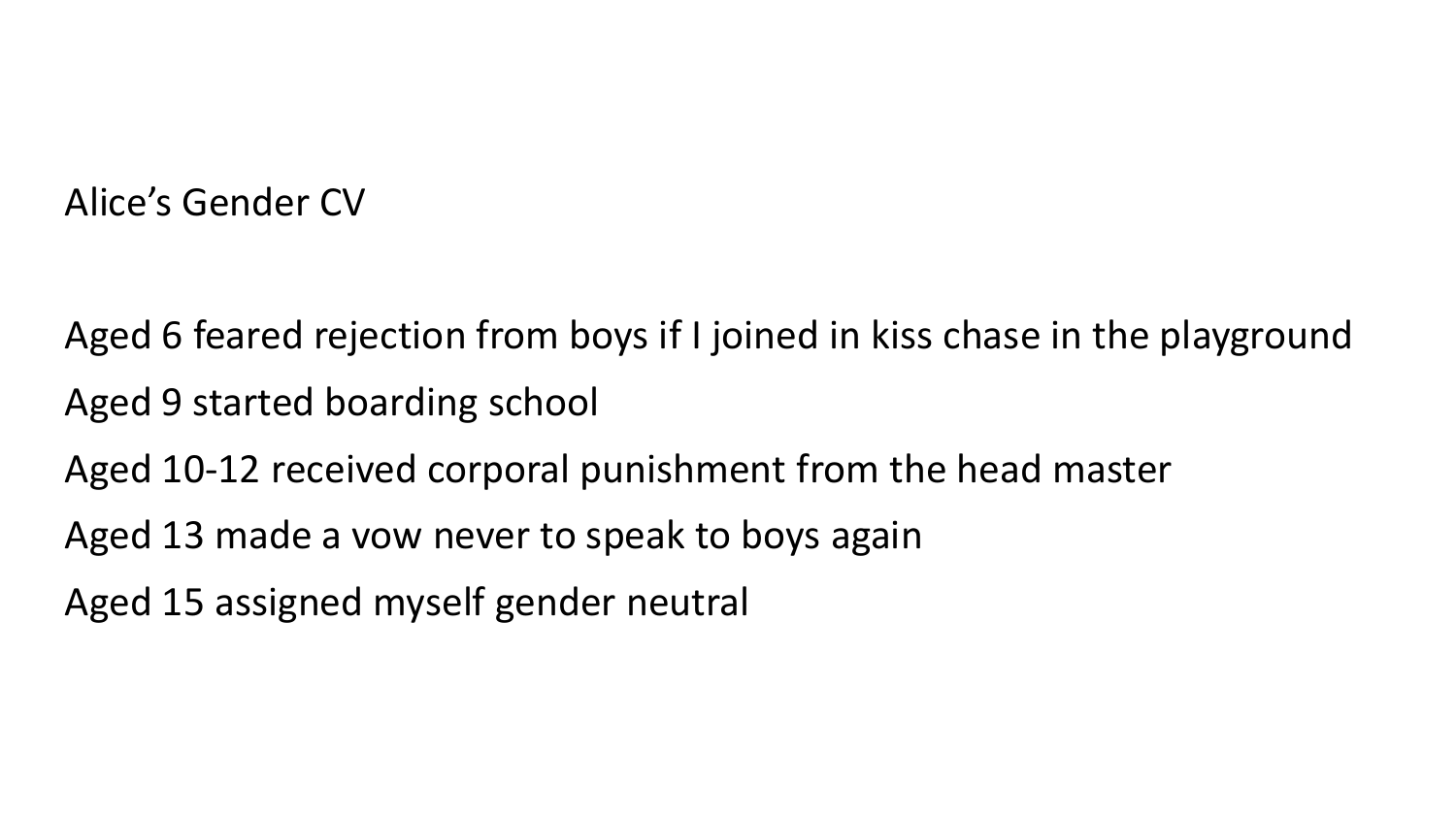Alice’s Gender CV

Aged 6 feared rejection from boys if I joined in kiss chase in the playground

Aged 9 started boarding school

Aged 10-12 received corporal punishment from the head master

Aged 13 made a vow never to speak to boys again

Aged 15 assigned myself gender neutral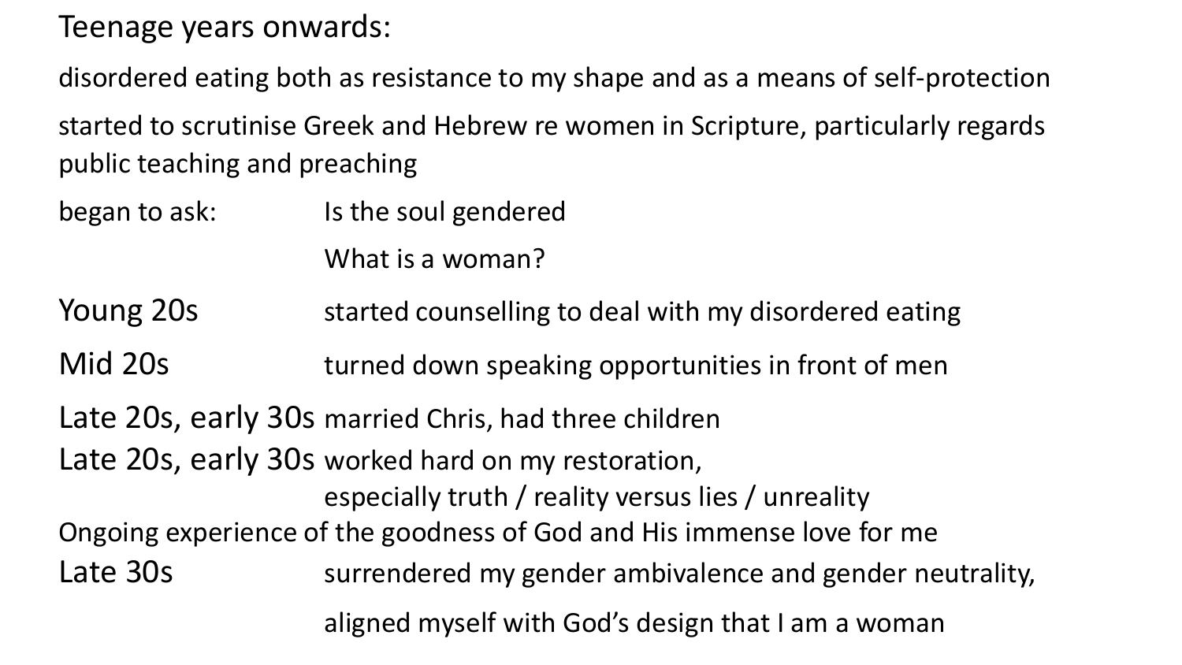Teenage years onwards:

disordered eating both as resistance to my shape and as a means of self-protection

started to scrutinise Greek and Hebrew re women in Scripture, particularly regards public teaching and preaching

began to ask: Is the soul gendered

What is a woman?

Young 20s started counselling to deal with my disordered eating

Mid 20s turned down speaking opportunities in front of men

Late 20s, early 30s married Chris, had three children

Late 20s, early 30s worked hard on my restoration,
especially truth / reality versus lies / unreality

Ongoing experience of the goodness of God and His immense love for me

Late 30s surrendered my gender ambivalence and gender neutrality,

aligned myself with God's design that I am a woman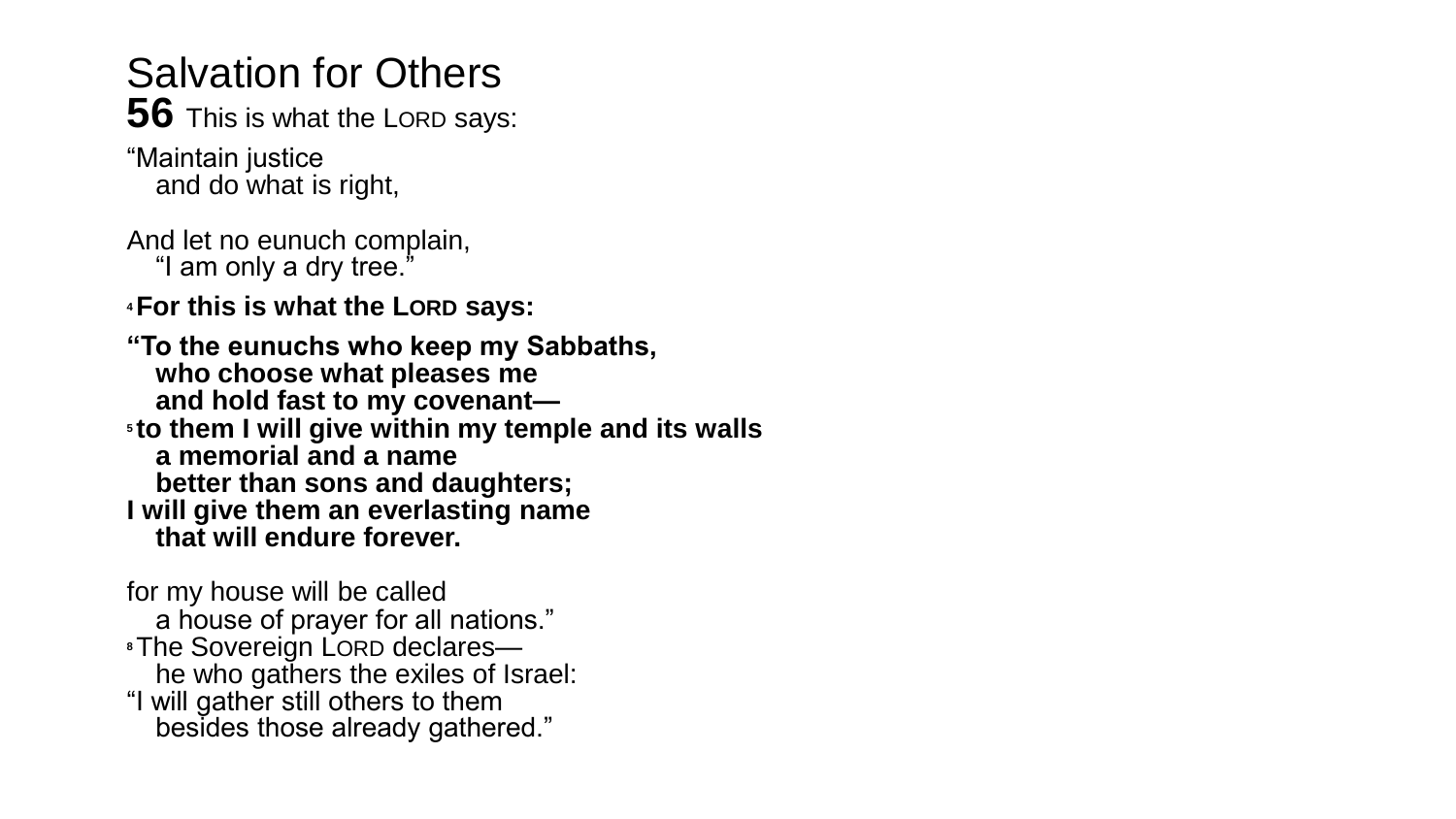# Salvation for Others

**56** This is what the LORD says:

“Maintain justice
and do what is right,

And let no eunuch complain,
“I am only a dry tree.”

[4] **For this is what the LORD says:**

**“To the eunuchs who keep my Sabbaths,**
**who choose what pleases me**
**and hold fast to my covenant—**
[5] **to them I will give within my temple and its walls**
**a memorial and a name**
**better than sons and daughters;**
**I will give them an everlasting name**
**that will endure forever.**

for my house will be called
a house of prayer for all nations.”
[8] The Sovereign LORD declares—
he who gathers the exiles of Israel:
“I will gather still others to them
besides those already gathered.”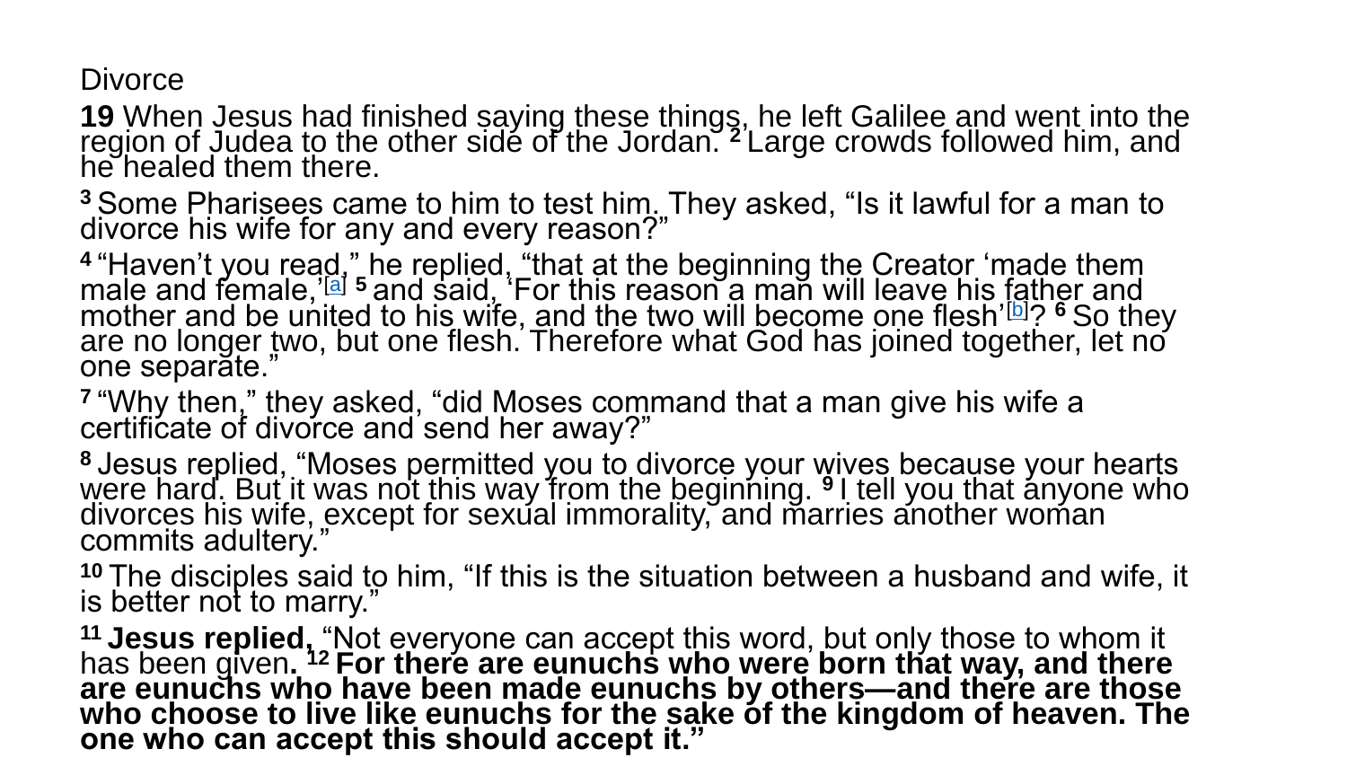Divorce

**19** When Jesus had finished saying these things, he left Galilee and went into the region of Judea to the other side of the Jordan. **2** Large crowds followed him, and he healed them there.

**3** Some Pharisees came to him to test him. They asked, “Is it lawful for a man to divorce his wife for any and every reason?”

**4** “Haven’t you read,” he replied, “that at the beginning the Creator ‘made them male and female,’[a] **5** and said, ‘For this reason a man will leave his father and mother and be united to his wife, and the two will become one flesh’[b]? **6** So they are no longer two, but one flesh. Therefore what God has joined together, let no one separate.”

**7** “Why then,” they asked, “did Moses command that a man give his wife a certificate of divorce and send her away?”

**8** Jesus replied, “Moses permitted you to divorce your wives because your hearts were hard. But it was not this way from the beginning. **9** I tell you that anyone who divorces his wife, except for sexual immorality, and marries another woman commits adultery.”

**10** The disciples said to him, “If this is the situation between a husband and wife, it is better not to marry.”

**11 Jesus replied,** “Not everyone can accept this word, but only those to whom it has been given**. 12 For there are eunuchs who were born that way, and there are eunuchs who have been made eunuchs by others—and there are those who choose to live like eunuchs for the sake of the kingdom of heaven. The one who can accept this should accept it.”**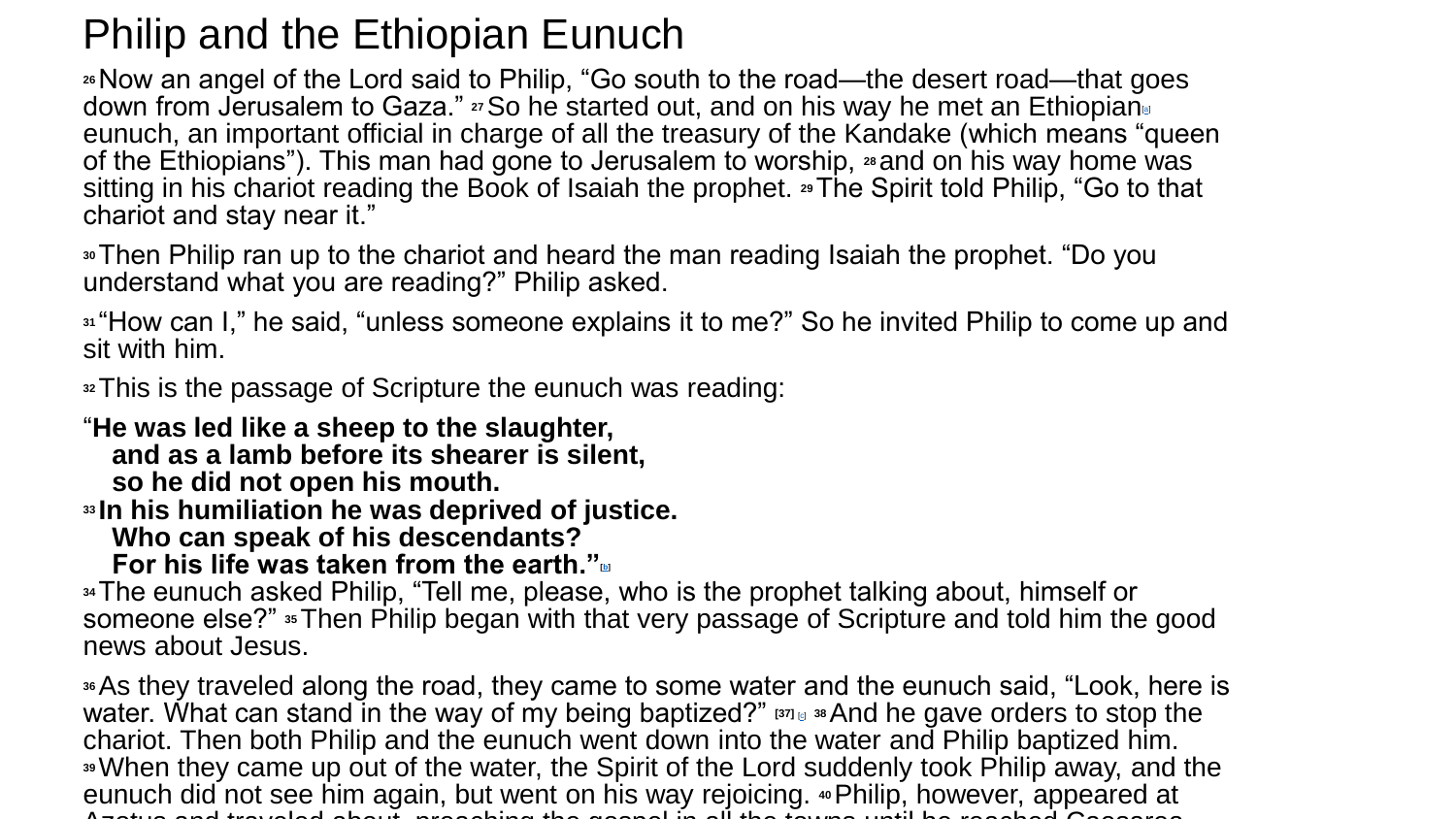# Philip and the Ethiopian Eunuch

[26] Now an angel of the Lord said to Philip, “Go south to the road—the desert road—that goes down from Jerusalem to Gaza.” [27] So he started out, and on his way he met an Ethiopian[a] eunuch, an important official in charge of all the treasury of the Kandake (which means “queen of the Ethiopians”). This man had gone to Jerusalem to worship, [28] and on his way home was sitting in his chariot reading the Book of Isaiah the prophet. [29] The Spirit told Philip, “Go to that chariot and stay near it.”

[30] Then Philip ran up to the chariot and heard the man reading Isaiah the prophet. “Do you understand what you are reading?” Philip asked.

[31] “How can I,” he said, “unless someone explains it to me?” So he invited Philip to come up and sit with him.

[32] This is the passage of Scripture the eunuch was reading:

“**He was led like a sheep to the slaughter,**
**and as a lamb before its shearer is silent,**
**so he did not open his mouth.**
[33] **In his humiliation he was deprived of justice.**
**Who can speak of his descendants?**
**For his life was taken from the earth.”**[b]

[34] The eunuch asked Philip, “Tell me, please, who is the prophet talking about, himself or someone else?” [35] Then Philip began with that very passage of Scripture and told him the good news about Jesus.

[36] As they traveled along the road, they came to some water and the eunuch said, “Look, here is water. What can stand in the way of my being baptized?” [37] [c] [38] And he gave orders to stop the chariot. Then both Philip and the eunuch went down into the water and Philip baptized him. [39] When they came up out of the water, the Spirit of the Lord suddenly took Philip away, and the eunuch did not see him again, but went on his way rejoicing. [40] Philip, however, appeared at Azotus and traveled about, preaching the gospel in all the towns until he reached Caesarea.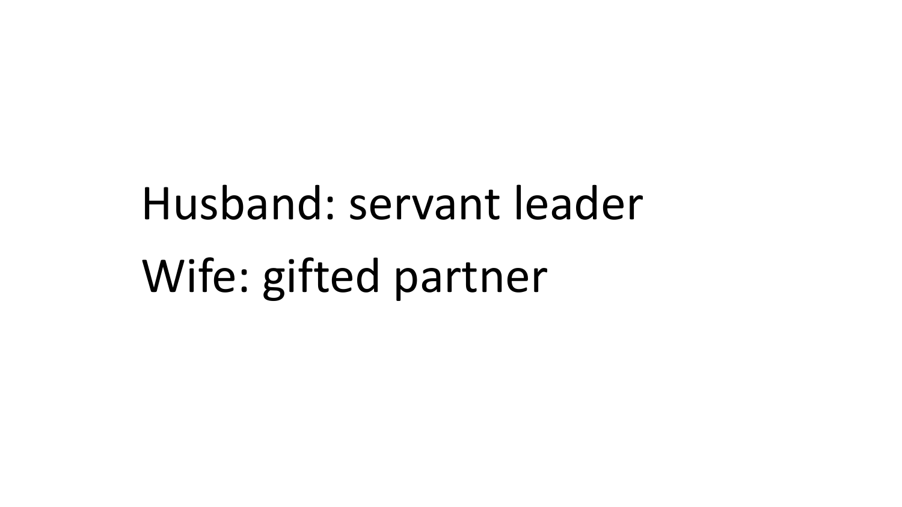Husband: servant leader

Wife: gifted partner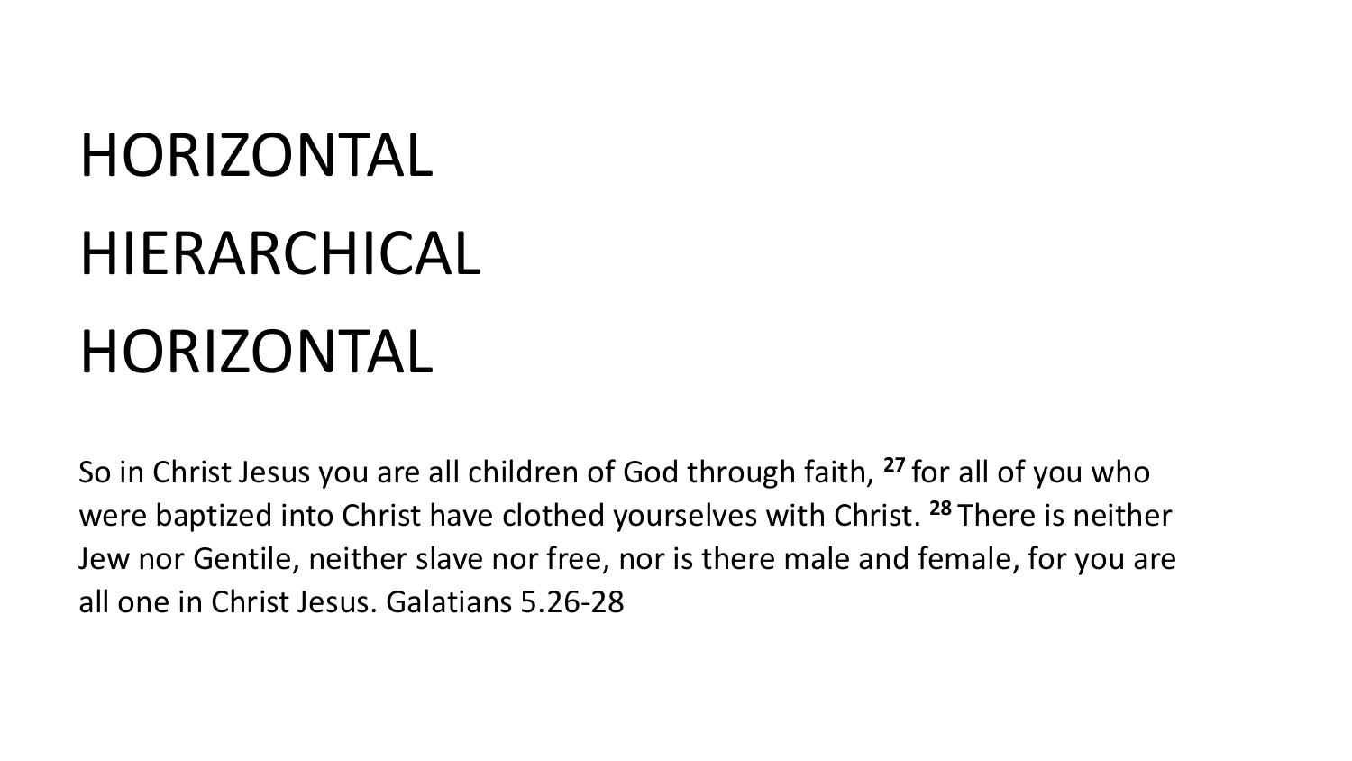# HORIZONTAL

# HIERARCHICAL

# HORIZONTAL

So in Christ Jesus you are all children of God through faith, [27] for all of you who were baptized into Christ have clothed yourselves with Christ. [28] There is neither Jew nor Gentile, neither slave nor free, nor is there male and female, for you are all one in Christ Jesus. Galatians 5.26-28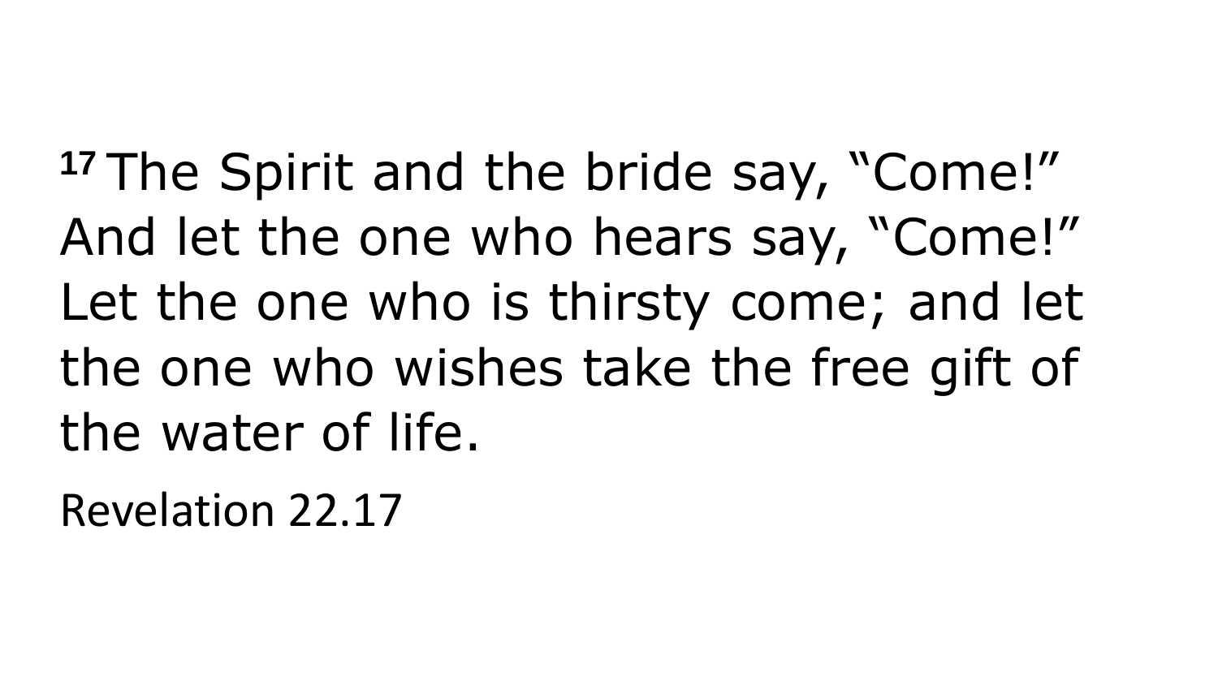[17] The Spirit and the bride say, "Come!" And let the one who hears say, "Come!" Let the one who is thirsty come; and let the one who wishes take the free gift of the water of life.

Revelation 22.17